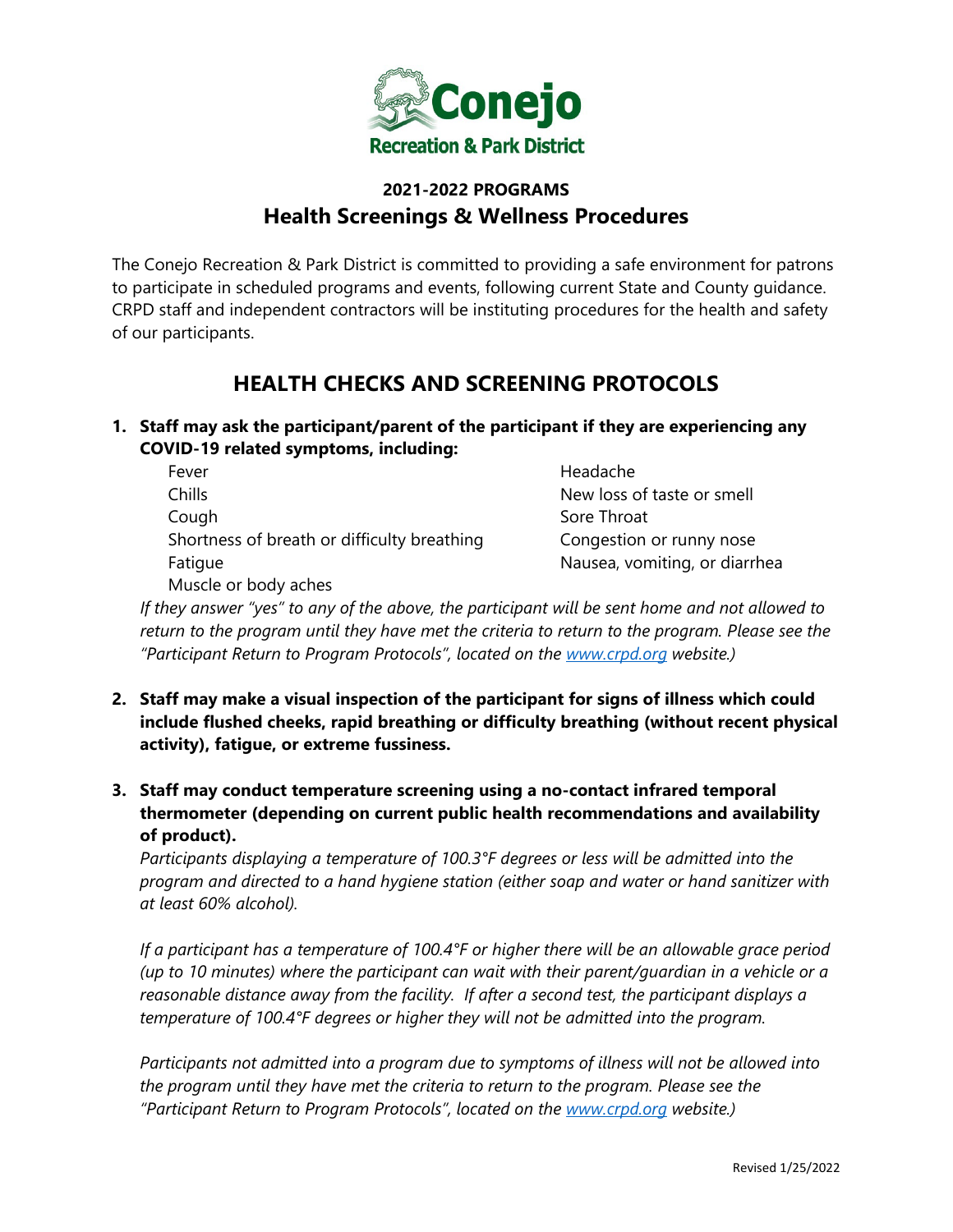**Conejo**

**Recreation & Park District**

## 2021-2022 PROGRAMS

## Health Screenings & Wellness Procedures

The Conejo Recreation & Park District is committed to providing a safe environment for patrons to participate in scheduled programs and events, following current State and County guidance. CRPD staff and independent contractors will be instituting procedures for the health and safety of our participants.

## HEALTH CHECKS AND SCREENING PROTOCOLS

1. **Staff may ask the participant/parent of the participant if they are experiencing any COVID-19 related symptoms, including:**

   - Fever
   - Chills
   - Cough
   - Shortness of breath or difficulty breathing
   - Fatigue
   - Muscle or body aches
   - Headache
   - New loss of taste or smell
   - Sore Throat
   - Congestion or runny nose
   - Nausea, vomiting, or diarrhea

   *If they answer "yes" to any of the above, the participant will be sent home and not allowed to return to the program until they have met the criteria to return to the program. Please see the "Participant Return to Program Protocols", located on the [www.crpd.org](http://www.crpd.org) website.)*

2. **Staff may make a visual inspection of the participant for signs of illness which could include flushed cheeks, rapid breathing or difficulty breathing (without recent physical activity), fatigue, or extreme fussiness.**

3. **Staff may conduct temperature screening using a no-contact infrared temporal thermometer (depending on current public health recommendations and availability of product).**

   *Participants displaying a temperature of 100.3°F degrees or less will be admitted into the program and directed to a hand hygiene station (either soap and water or hand sanitizer with at least 60% alcohol).*

   *If a participant has a temperature of 100.4°F or higher there will be an allowable grace period (up to 10 minutes) where the participant can wait with their parent/guardian in a vehicle or a reasonable distance away from the facility. If after a second test, the participant displays a temperature of 100.4°F degrees or higher they will not be admitted into the program.*

   *Participants not admitted into a program due to symptoms of illness will not be allowed into the program until they have met the criteria to return to the program. Please see the "Participant Return to Program Protocols", located on the [www.crpd.org](http://www.crpd.org) website.)*

Revised 1/25/2022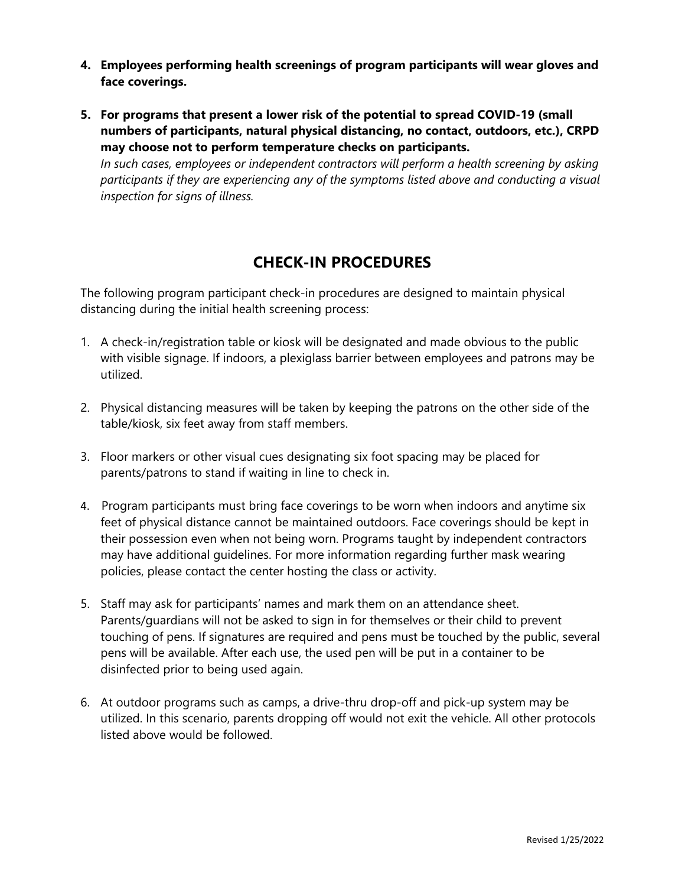4. **Employees performing health screenings of program participants will wear gloves and face coverings.**

5. **For programs that present a lower risk of the potential to spread COVID-19 (small numbers of participants, natural physical distancing, no contact, outdoors, etc.), CRPD may choose not to perform temperature checks on participants.**
   *In such cases, employees or independent contractors will perform a health screening by asking participants if they are experiencing any of the symptoms listed above and conducting a visual inspection for signs of illness.*

## CHECK-IN PROCEDURES

The following program participant check-in procedures are designed to maintain physical distancing during the initial health screening process:

1. A check-in/registration table or kiosk will be designated and made obvious to the public with visible signage. If indoors, a plexiglass barrier between employees and patrons may be utilized.

2. Physical distancing measures will be taken by keeping the patrons on the other side of the table/kiosk, six feet away from staff members.

3. Floor markers or other visual cues designating six foot spacing may be placed for parents/patrons to stand if waiting in line to check in.

4. Program participants must bring face coverings to be worn when indoors and anytime six feet of physical distance cannot be maintained outdoors. Face coverings should be kept in their possession even when not being worn. Programs taught by independent contractors may have additional guidelines. For more information regarding further mask wearing policies, please contact the center hosting the class or activity.

5. Staff may ask for participants' names and mark them on an attendance sheet. Parents/guardians will not be asked to sign in for themselves or their child to prevent touching of pens. If signatures are required and pens must be touched by the public, several pens will be available. After each use, the used pen will be put in a container to be disinfected prior to being used again.

6. At outdoor programs such as camps, a drive-thru drop-off and pick-up system may be utilized. In this scenario, parents dropping off would not exit the vehicle. All other protocols listed above would be followed.

Revised 1/25/2022